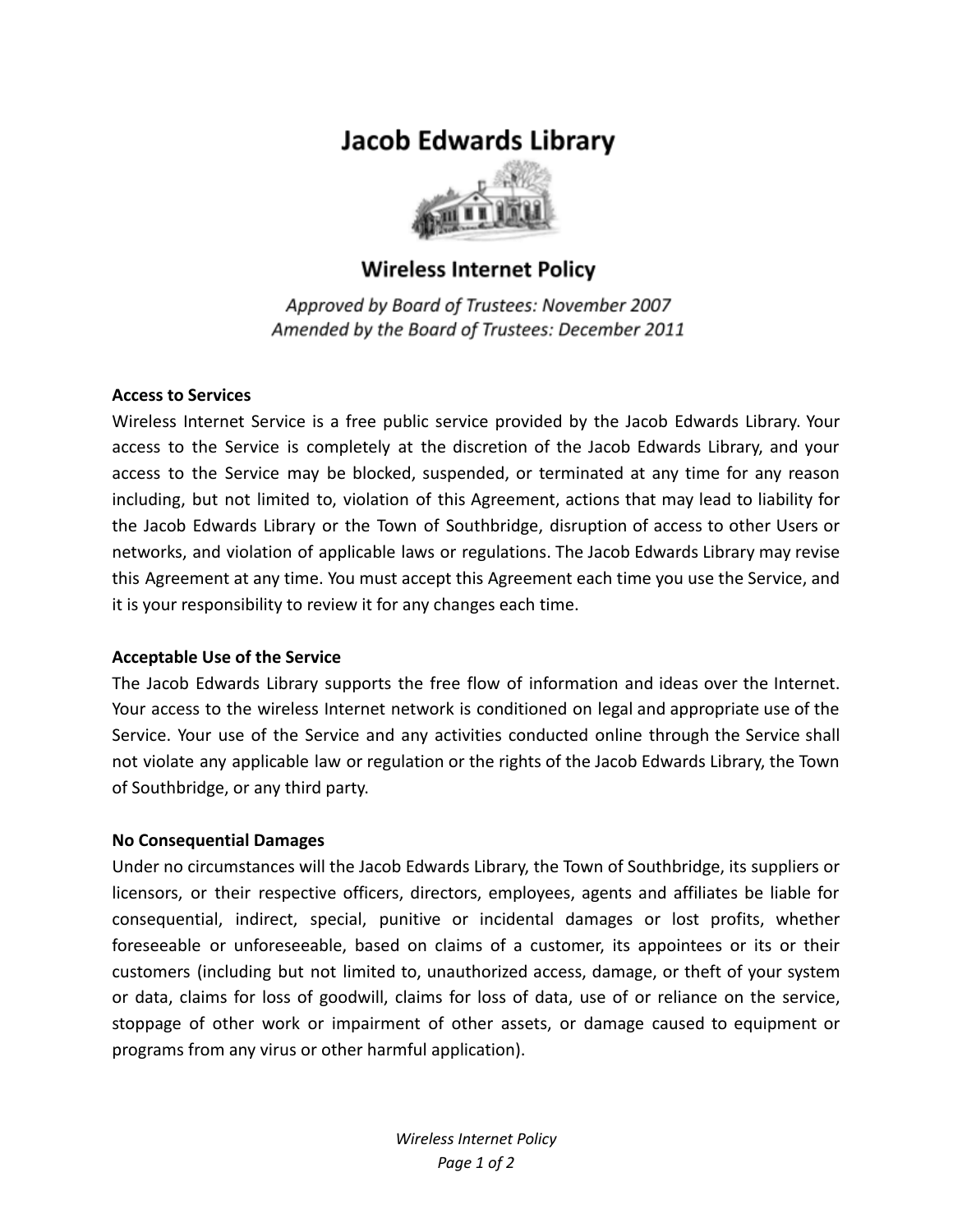# Jacob Edwards Library

## Wireless Internet Policy

*Approved by Board of Trustees: November 2007*
*Amended by the Board of Trustees: December 2011*

**Access to Services**

Wireless Internet Service is a free public service provided by the Jacob Edwards Library. Your access to the Service is completely at the discretion of the Jacob Edwards Library, and your access to the Service may be blocked, suspended, or terminated at any time for any reason including, but not limited to, violation of this Agreement, actions that may lead to liability for the Jacob Edwards Library or the Town of Southbridge, disruption of access to other Users or networks, and violation of applicable laws or regulations. The Jacob Edwards Library may revise this Agreement at any time. You must accept this Agreement each time you use the Service, and it is your responsibility to review it for any changes each time.

**Acceptable Use of the Service**

The Jacob Edwards Library supports the free flow of information and ideas over the Internet. Your access to the wireless Internet network is conditioned on legal and appropriate use of the Service. Your use of the Service and any activities conducted online through the Service shall not violate any applicable law or regulation or the rights of the Jacob Edwards Library, the Town of Southbridge, or any third party.

**No Consequential Damages**

Under no circumstances will the Jacob Edwards Library, the Town of Southbridge, its suppliers or licensors, or their respective officers, directors, employees, agents and affiliates be liable for consequential, indirect, special, punitive or incidental damages or lost profits, whether foreseeable or unforeseeable, based on claims of a customer, its appointees or its or their customers (including but not limited to, unauthorized access, damage, or theft of your system or data, claims for loss of goodwill, claims for loss of data, use of or reliance on the service, stoppage of other work or impairment of other assets, or damage caused to equipment or programs from any virus or other harmful application).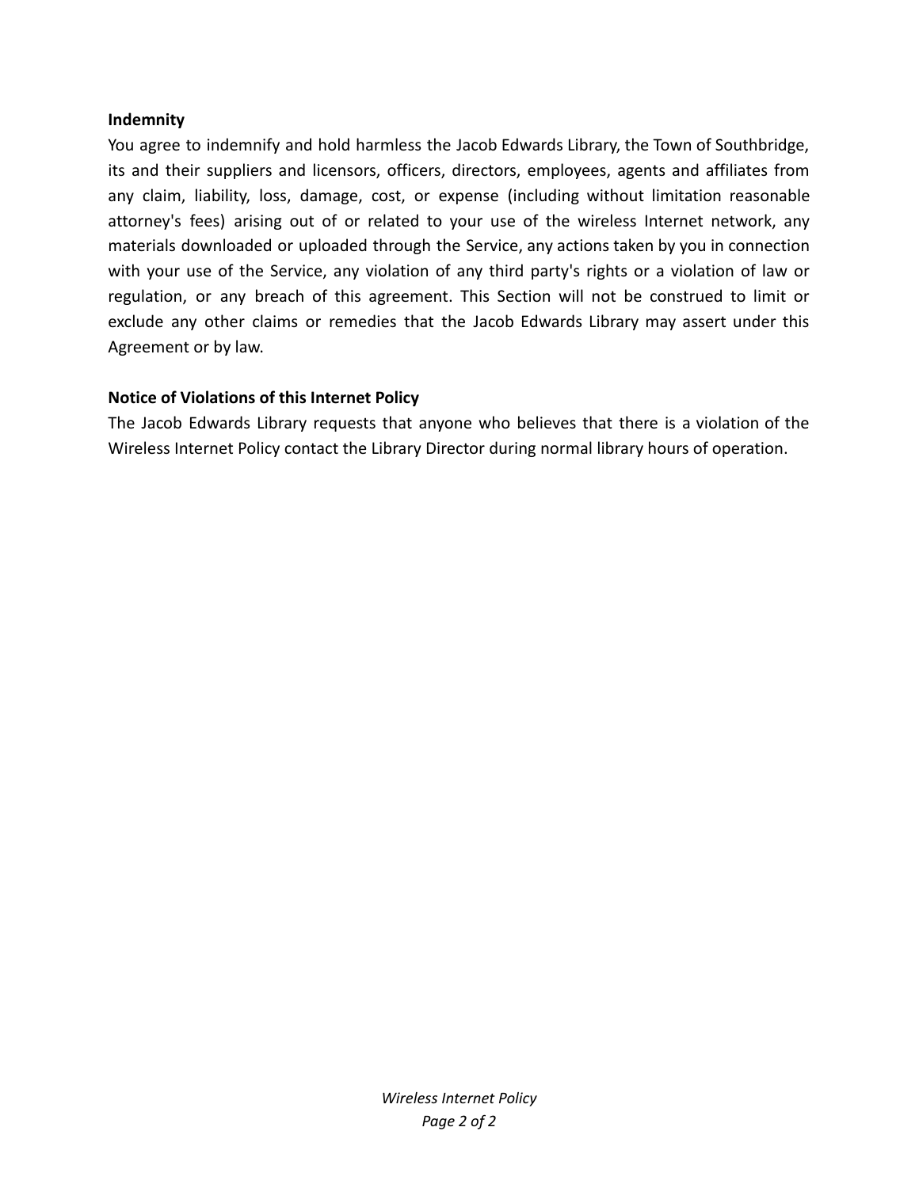**Indemnity**

You agree to indemnify and hold harmless the Jacob Edwards Library, the Town of Southbridge, its and their suppliers and licensors, officers, directors, employees, agents and affiliates from any claim, liability, loss, damage, cost, or expense (including without limitation reasonable attorney's fees) arising out of or related to your use of the wireless Internet network, any materials downloaded or uploaded through the Service, any actions taken by you in connection with your use of the Service, any violation of any third party's rights or a violation of law or regulation, or any breach of this agreement. This Section will not be construed to limit or exclude any other claims or remedies that the Jacob Edwards Library may assert under this Agreement or by law.

**Notice of Violations of this Internet Policy**

The Jacob Edwards Library requests that anyone who believes that there is a violation of the Wireless Internet Policy contact the Library Director during normal library hours of operation.